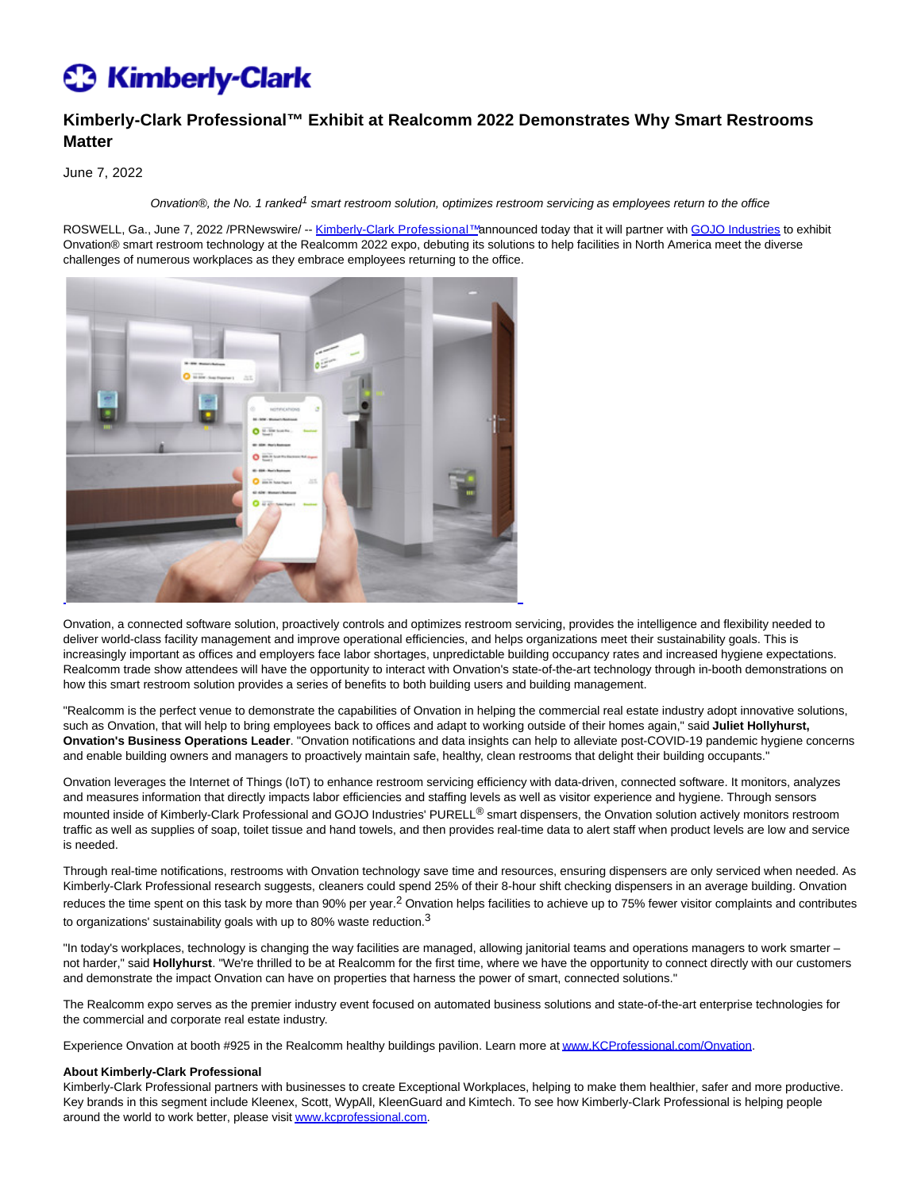# Kimberly-Clark Professional™ Exhibit at Realcomm 2022 Demonstrates Why Smart Restrooms Matter

June 7, 2022

*Onvation®, the No. 1 ranked[1] smart restroom solution, optimizes restroom servicing as employees return to the office*

ROSWELL, Ga., June 7, 2022 /PRNewswire/ -- Kimberly-Clark Professional™ announced today that it will partner with GOJO Industries to exhibit Onvation® smart restroom technology at the Realcomm 2022 expo, debuting its solutions to help facilities in North America meet the diverse challenges of numerous workplaces as they embrace employees returning to the office.

Onvation, a connected software solution, proactively controls and optimizes restroom servicing, provides the intelligence and flexibility needed to deliver world-class facility management and improve operational efficiencies, and helps organizations meet their sustainability goals. This is increasingly important as offices and employers face labor shortages, unpredictable building occupancy rates and increased hygiene expectations. Realcomm trade show attendees will have the opportunity to interact with Onvation's state-of-the-art technology through in-booth demonstrations on how this smart restroom solution provides a series of benefits to both building users and building management.

"Realcomm is the perfect venue to demonstrate the capabilities of Onvation in helping the commercial real estate industry adopt innovative solutions, such as Onvation, that will help to bring employees back to offices and adapt to working outside of their homes again," said **Juliet Hollyhurst, Onvation's Business Operations Leader**. "Onvation notifications and data insights can help to alleviate post-COVID-19 pandemic hygiene concerns and enable building owners and managers to proactively maintain safe, healthy, clean restrooms that delight their building occupants."

Onvation leverages the Internet of Things (IoT) to enhance restroom servicing efficiency with data-driven, connected software. It monitors, analyzes and measures information that directly impacts labor efficiencies and staffing levels as well as visitor experience and hygiene. Through sensors mounted inside of Kimberly-Clark Professional and GOJO Industries' PURELL® smart dispensers, the Onvation solution actively monitors restroom traffic as well as supplies of soap, toilet tissue and hand towels, and then provides real-time data to alert staff when product levels are low and service is needed.

Through real-time notifications, restrooms with Onvation technology save time and resources, ensuring dispensers are only serviced when needed. As Kimberly-Clark Professional research suggests, cleaners could spend 25% of their 8-hour shift checking dispensers in an average building. Onvation reduces the time spent on this task by more than 90% per year.[2] Onvation helps facilities to achieve up to 75% fewer visitor complaints and contributes to organizations' sustainability goals with up to 80% waste reduction.[3]

"In today's workplaces, technology is changing the way facilities are managed, allowing janitorial teams and operations managers to work smarter – not harder," said **Hollyhurst**. "We're thrilled to be at Realcomm for the first time, where we have the opportunity to connect directly with our customers and demonstrate the impact Onvation can have on properties that harness the power of smart, connected solutions."

The Realcomm expo serves as the premier industry event focused on automated business solutions and state-of-the-art enterprise technologies for the commercial and corporate real estate industry.

Experience Onvation at booth #925 in the Realcomm healthy buildings pavilion. Learn more at www.KCProfessional.com/Onvation.

**About Kimberly-Clark Professional**
Kimberly-Clark Professional partners with businesses to create Exceptional Workplaces, helping to make them healthier, safer and more productive. Key brands in this segment include Kleenex, Scott, WypAll, KleenGuard and Kimtech. To see how Kimberly-Clark Professional is helping people around the world to work better, please visit www.kcprofessional.com.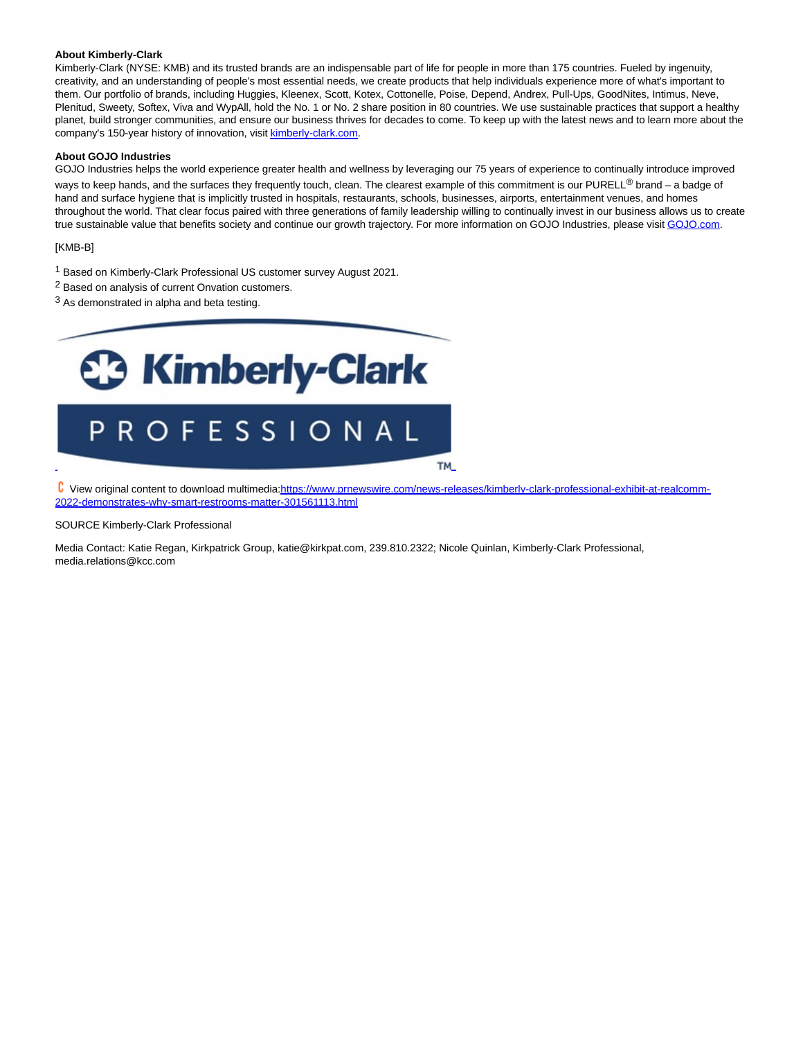**About Kimberly-Clark**
Kimberly-Clark (NYSE: KMB) and its trusted brands are an indispensable part of life for people in more than 175 countries. Fueled by ingenuity, creativity, and an understanding of people's most essential needs, we create products that help individuals experience more of what's important to them. Our portfolio of brands, including Huggies, Kleenex, Scott, Kotex, Cottonelle, Poise, Depend, Andrex, Pull-Ups, GoodNites, Intimus, Neve, Plenitud, Sweety, Softex, Viva and WypAll, hold the No. 1 or No. 2 share position in 80 countries. We use sustainable practices that support a healthy planet, build stronger communities, and ensure our business thrives for decades to come. To keep up with the latest news and to learn more about the company's 150-year history of innovation, visit kimberly-clark.com.

**About GOJO Industries**
GOJO Industries helps the world experience greater health and wellness by leveraging our 75 years of experience to continually introduce improved ways to keep hands, and the surfaces they frequently touch, clean. The clearest example of this commitment is our PURELL® brand – a badge of hand and surface hygiene that is implicitly trusted in hospitals, restaurants, schools, businesses, airports, entertainment venues, and homes throughout the world. That clear focus paired with three generations of family leadership willing to continually invest in our business allows us to create true sustainable value that benefits society and continue our growth trajectory. For more information on GOJO Industries, please visit GOJO.com.

[KMB-B]

[1] Based on Kimberly-Clark Professional US customer survey August 2021.
[2] Based on analysis of current Onvation customers.
[3] As demonstrated in alpha and beta testing.

Kimberly-Clark PROFESSIONAL™

View original content to download multimedia:https://www.prnewswire.com/news-releases/kimberly-clark-professional-exhibit-at-realcomm-2022-demonstrates-why-smart-restrooms-matter-301561113.html

SOURCE Kimberly-Clark Professional

Media Contact: Katie Regan, Kirkpatrick Group, katie@kirkpat.com, 239.810.2322; Nicole Quinlan, Kimberly-Clark Professional, media.relations@kcc.com